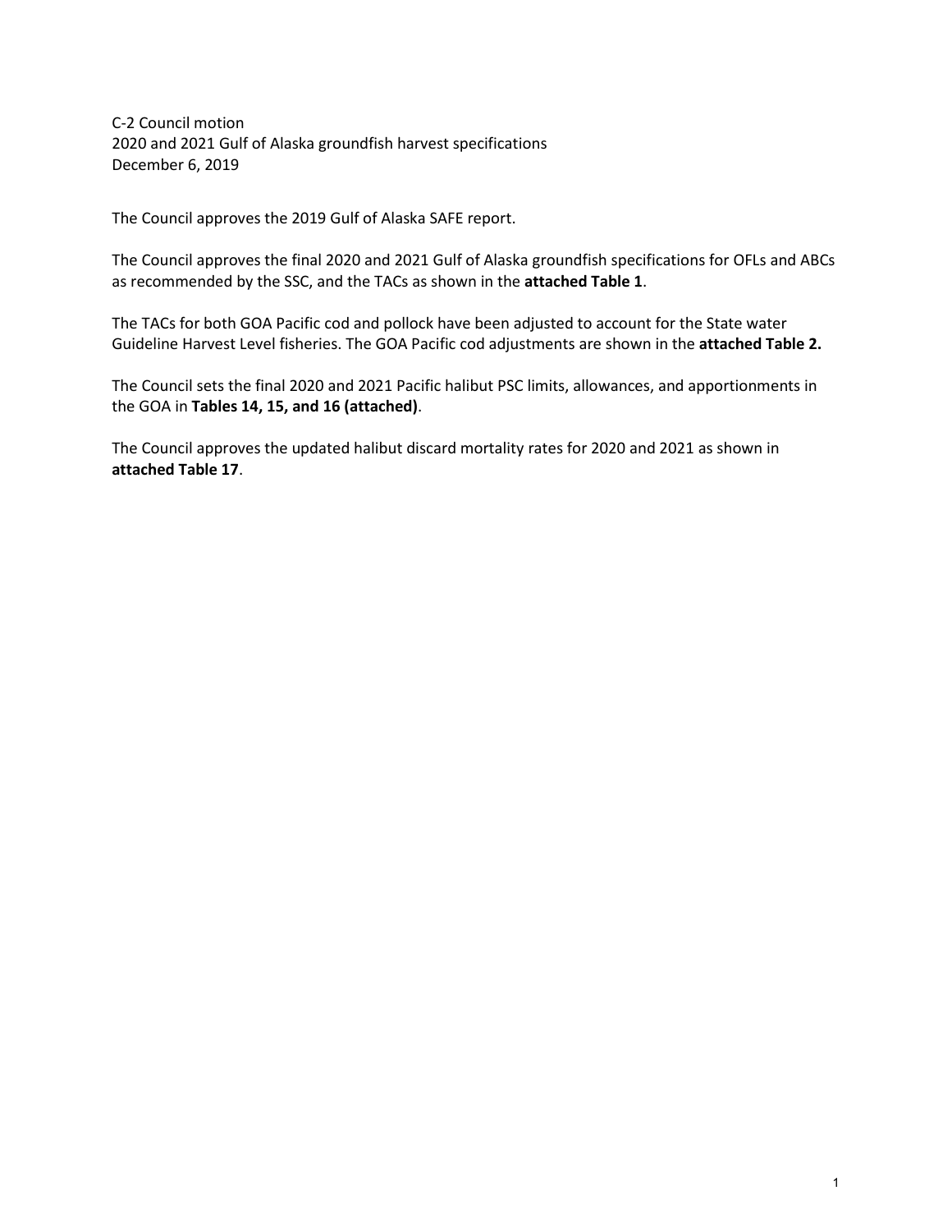C-2 Council motion
2020 and 2021 Gulf of Alaska groundfish harvest specifications
December 6, 2019

The Council approves the 2019 Gulf of Alaska SAFE report.

The Council approves the final 2020 and 2021 Gulf of Alaska groundfish specifications for OFLs and ABCs as recommended by the SSC, and the TACs as shown in the **attached Table 1**.

The TACs for both GOA Pacific cod and pollock have been adjusted to account for the State water Guideline Harvest Level fisheries. The GOA Pacific cod adjustments are shown in the **attached Table 2.**

The Council sets the final 2020 and 2021 Pacific halibut PSC limits, allowances, and apportionments in the GOA in **Tables 14, 15, and 16 (attached)**.

The Council approves the updated halibut discard mortality rates for 2020 and 2021 as shown in **attached Table 17**.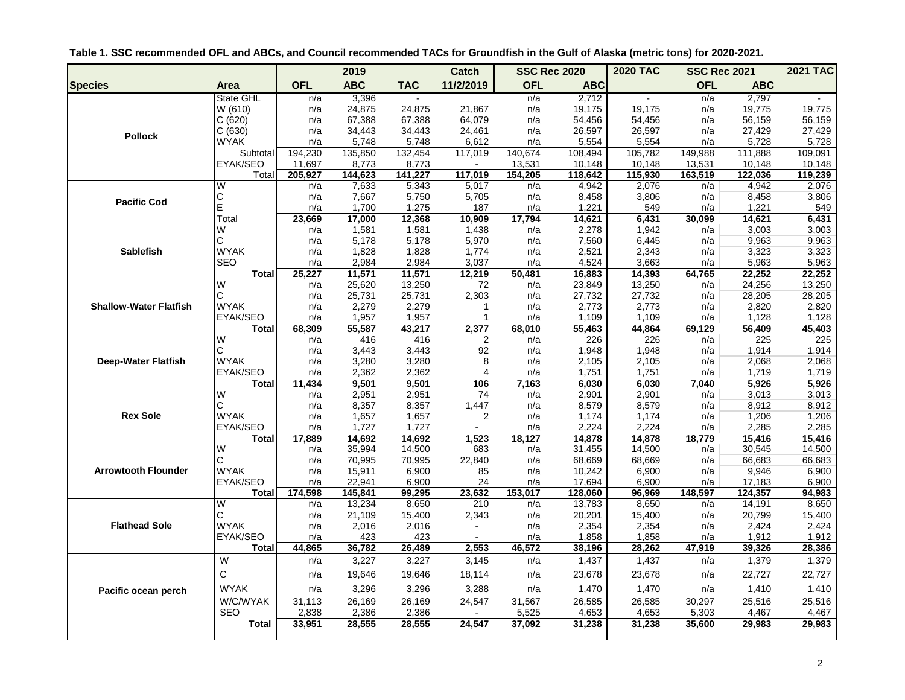**Table 1. SSC recommended OFL and ABCs, and Council recommended TACs for Groundfish in the Gulf of Alaska (metric tons) for 2020-2021.**

| | | 2019 | | | Catch | SSC Rec 2020 | | 2020 TAC | SSC Rec 2021 | | 2021 TAC |
|---|---|---|---|---|---|---|---|---|---|---|---|
| **Species** | **Area** | **OFL** | **ABC** | **TAC** | **11/2/2019** | **OFL** | **ABC** | | **OFL** | **ABC** | |
| **Pollock** | State GHL | n/a | 3,396 | - | | n/a | 2,712 | - | n/a | 2,797 | - |
| | W (610) | n/a | 24,875 | 24,875 | 21,867 | n/a | 19,175 | 19,175 | n/a | 19,775 | 19,775 |
| | C (620) | n/a | 67,388 | 67,388 | 64,079 | n/a | 54,456 | 54,456 | n/a | 56,159 | 56,159 |
| | C (630) | n/a | 34,443 | 34,443 | 24,461 | n/a | 26,597 | 26,597 | n/a | 27,429 | 27,429 |
| | WYAK | n/a | 5,748 | 5,748 | 6,612 | n/a | 5,554 | 5,554 | n/a | 5,728 | 5,728 |
| | Subtotal | 194,230 | 135,850 | 132,454 | 117,019 | 140,674 | 108,494 | 105,782 | 149,988 | 111,888 | 109,091 |
| | EYAK/SEO | 11,697 | 8,773 | 8,773 | - | 13,531 | 10,148 | 10,148 | 13,531 | 10,148 | 10,148 |
| | Total | **205,927** | **144,623** | **141,227** | **117,019** | **154,205** | **118,642** | **115,930** | **163,519** | **122,036** | **119,239** |
| **Pacific Cod** | W | n/a | 7,633 | 5,343 | 5,017 | n/a | 4,942 | 2,076 | n/a | 4,942 | 2,076 |
| | C | n/a | 7,667 | 5,750 | 5,705 | n/a | 8,458 | 3,806 | n/a | 8,458 | 3,806 |
| | E | n/a | 1,700 | 1,275 | 187 | n/a | 1,221 | 549 | n/a | 1,221 | 549 |
| | Total | **23,669** | **17,000** | **12,368** | **10,909** | **17,794** | **14,621** | **6,431** | **30,099** | **14,621** | **6,431** |
| **Sablefish** | W | n/a | 1,581 | 1,581 | 1,438 | n/a | 2,278 | 1,942 | n/a | 3,003 | 3,003 |
| | C | n/a | 5,178 | 5,178 | 5,970 | n/a | 7,560 | 6,445 | n/a | 9,963 | 9,963 |
| | WYAK | n/a | 1,828 | 1,828 | 1,774 | n/a | 2,521 | 2,343 | n/a | 3,323 | 3,323 |
| | SEO | n/a | 2,984 | 2,984 | 3,037 | n/a | 4,524 | 3,663 | n/a | 5,963 | 5,963 |
| | **Total** | **25,227** | **11,571** | **11,571** | **12,219** | **50,481** | **16,883** | **14,393** | **64,765** | **22,252** | **22,252** |
| **Shallow-Water Flatfish** | W | n/a | 25,620 | 13,250 | 72 | n/a | 23,849 | 13,250 | n/a | 24,256 | 13,250 |
| | C | n/a | 25,731 | 25,731 | 2,303 | n/a | 27,732 | 27,732 | n/a | 28,205 | 28,205 |
| | WYAK | n/a | 2,279 | 2,279 | 1 | n/a | 2,773 | 2,773 | n/a | 2,820 | 2,820 |
| | EYAK/SEO | n/a | 1,957 | 1,957 | 1 | n/a | 1,109 | 1,109 | n/a | 1,128 | 1,128 |
| | **Total** | **68,309** | **55,587** | **43,217** | **2,377** | **68,010** | **55,463** | **44,864** | **69,129** | **56,409** | **45,403** |
| **Deep-Water Flatfish** | W | n/a | 416 | 416 | 2 | n/a | 226 | 226 | n/a | 225 | 225 |
| | C | n/a | 3,443 | 3,443 | 92 | n/a | 1,948 | 1,948 | n/a | 1,914 | 1,914 |
| | WYAK | n/a | 3,280 | 3,280 | 8 | n/a | 2,105 | 2,105 | n/a | 2,068 | 2,068 |
| | EYAK/SEO | n/a | 2,362 | 2,362 | 4 | n/a | 1,751 | 1,751 | n/a | 1,719 | 1,719 |
| | **Total** | **11,434** | **9,501** | **9,501** | **106** | **7,163** | **6,030** | **6,030** | **7,040** | **5,926** | **5,926** |
| **Rex Sole** | W | n/a | 2,951 | 2,951 | 74 | n/a | 2,901 | 2,901 | n/a | 3,013 | 3,013 |
| | C | n/a | 8,357 | 8,357 | 1,447 | n/a | 8,579 | 8,579 | n/a | 8,912 | 8,912 |
| | WYAK | n/a | 1,657 | 1,657 | 2 | n/a | 1,174 | 1,174 | n/a | 1,206 | 1,206 |
| | EYAK/SEO | n/a | 1,727 | 1,727 | - | n/a | 2,224 | 2,224 | n/a | 2,285 | 2,285 |
| | **Total** | **17,889** | **14,692** | **14,692** | **1,523** | **18,127** | **14,878** | **14,878** | **18,779** | **15,416** | **15,416** |
| **Arrowtooth Flounder** | W | n/a | 35,994 | 14,500 | 683 | n/a | 31,455 | 14,500 | n/a | 30,545 | 14,500 |
| | C | n/a | 70,995 | 70,995 | 22,840 | n/a | 68,669 | 68,669 | n/a | 66,683 | 66,683 |
| | WYAK | n/a | 15,911 | 6,900 | 85 | n/a | 10,242 | 6,900 | n/a | 9,946 | 6,900 |
| | EYAK/SEO | n/a | 22,941 | 6,900 | 24 | n/a | 17,694 | 6,900 | n/a | 17,183 | 6,900 |
| | **Total** | **174,598** | **145,841** | **99,295** | **23,632** | **153,017** | **128,060** | **96,969** | **148,597** | **124,357** | **94,983** |
| **Flathead Sole** | W | n/a | 13,234 | 8,650 | 210 | n/a | 13,783 | 8,650 | n/a | 14,191 | 8,650 |
| | C | n/a | 21,109 | 15,400 | 2,343 | n/a | 20,201 | 15,400 | n/a | 20,799 | 15,400 |
| | WYAK | n/a | 2,016 | 2,016 | - | n/a | 2,354 | 2,354 | n/a | 2,424 | 2,424 |
| | EYAK/SEO | n/a | 423 | 423 | - | n/a | 1,858 | 1,858 | n/a | 1,912 | 1,912 |
| | **Total** | **44,865** | **36,782** | **26,489** | **2,553** | **46,572** | **38,196** | **28,262** | **47,919** | **39,326** | **28,386** |
| **Pacific ocean perch** | W | n/a | 3,227 | 3,227 | 3,145 | n/a | 1,437 | 1,437 | n/a | 1,379 | 1,379 |
| | C | n/a | 19,646 | 19,646 | 18,114 | n/a | 23,678 | 23,678 | n/a | 22,727 | 22,727 |
| | WYAK | n/a | 3,296 | 3,296 | 3,288 | n/a | 1,470 | 1,470 | n/a | 1,410 | 1,410 |
| | W/C/WYAK | 31,113 | 26,169 | 26,169 | 24,547 | 31,567 | 26,585 | 26,585 | 30,297 | 25,516 | 25,516 |
| | SEO | 2,838 | 2,386 | 2,386 | - | 5,525 | 4,653 | 4,653 | 5,303 | 4,467 | 4,467 |
| | **Total** | **33,951** | **28,555** | **28,555** | **24,547** | **37,092** | **31,238** | **31,238** | **35,600** | **29,983** | **29,983** |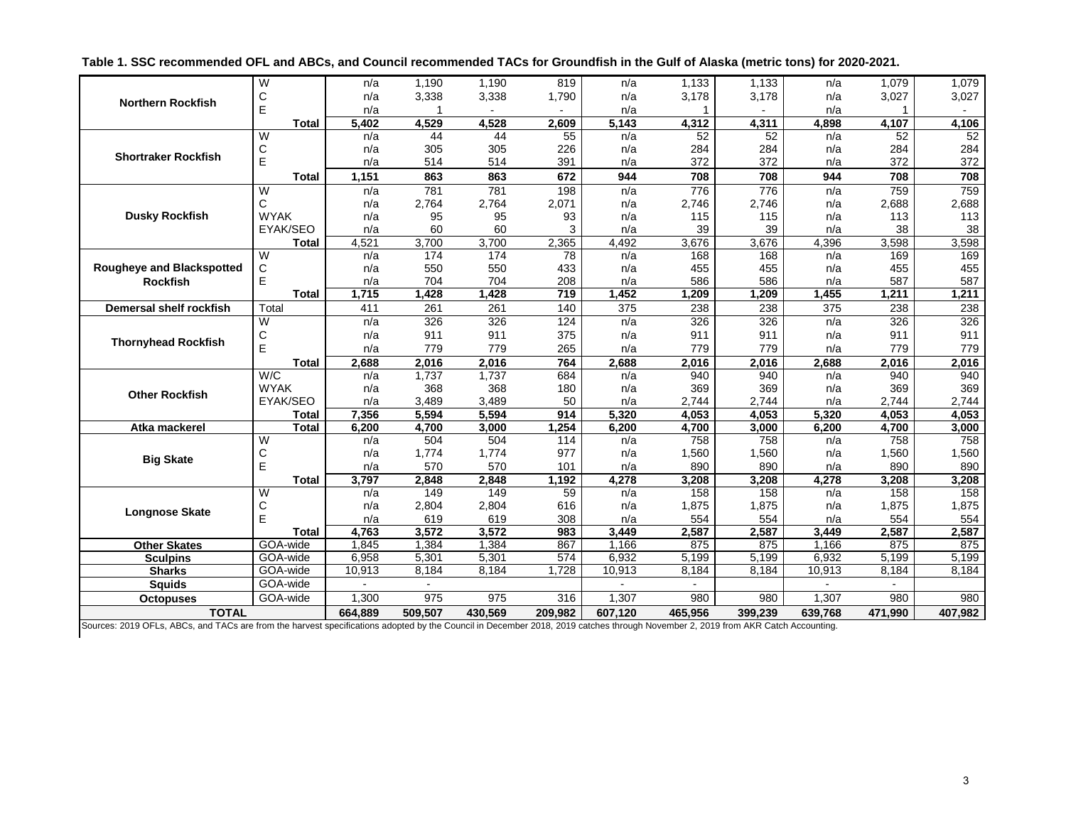**Table 1. SSC recommended OFL and ABCs, and Council recommended TACs for Groundfish in the Gulf of Alaska (metric tons) for 2020-2021.**

| Species | Area | | | | | | | | | | |
|---|---|---|---|---|---|---|---|---|---|---|---|
| Northern Rockfish | W | n/a | 1,190 | 1,190 | 819 | n/a | 1,133 | 1,133 | n/a | 1,079 | 1,079 |
| | C | n/a | 3,338 | 3,338 | 1,790 | n/a | 3,178 | 3,178 | n/a | 3,027 | 3,027 |
| | E | n/a | 1 | - | - | n/a | 1 | - | n/a | 1 | - |
| | **Total** | **5,402** | **4,529** | **4,528** | **2,609** | **5,143** | **4,312** | **4,311** | **4,898** | **4,107** | **4,106** |
| Shortraker Rockfish | W | n/a | 44 | 44 | 55 | n/a | 52 | 52 | n/a | 52 | 52 |
| | C | n/a | 305 | 305 | 226 | n/a | 284 | 284 | n/a | 284 | 284 |
| | E | n/a | 514 | 514 | 391 | n/a | 372 | 372 | n/a | 372 | 372 |
| | **Total** | **1,151** | **863** | **863** | **672** | **944** | **708** | **708** | **944** | **708** | **708** |
| Dusky Rockfish | W | n/a | 781 | 781 | 198 | n/a | 776 | 776 | n/a | 759 | 759 |
| | C | n/a | 2,764 | 2,764 | 2,071 | n/a | 2,746 | 2,746 | n/a | 2,688 | 2,688 |
| | WYAK | n/a | 95 | 95 | 93 | n/a | 115 | 115 | n/a | 113 | 113 |
| | EYAK/SEO | n/a | 60 | 60 | 3 | n/a | 39 | 39 | n/a | 38 | 38 |
| | **Total** | 4,521 | 3,700 | 3,700 | 2,365 | 4,492 | 3,676 | 3,676 | 4,396 | 3,598 | 3,598 |
| Rougheye and Blackspotted Rockfish | W | n/a | 174 | 174 | 78 | n/a | 168 | 168 | n/a | 169 | 169 |
| | C | n/a | 550 | 550 | 433 | n/a | 455 | 455 | n/a | 455 | 455 |
| | E | n/a | 704 | 704 | 208 | n/a | 586 | 586 | n/a | 587 | 587 |
| | **Total** | **1,715** | **1,428** | **1,428** | **719** | **1,452** | **1,209** | **1,209** | **1,455** | **1,211** | **1,211** |
| Demersal shelf rockfish | Total | 411 | 261 | 261 | 140 | 375 | 238 | 238 | 375 | 238 | 238 |
| Thornyhead Rockfish | W | n/a | 326 | 326 | 124 | n/a | 326 | 326 | n/a | 326 | 326 |
| | C | n/a | 911 | 911 | 375 | n/a | 911 | 911 | n/a | 911 | 911 |
| | E | n/a | 779 | 779 | 265 | n/a | 779 | 779 | n/a | 779 | 779 |
| | **Total** | **2,688** | **2,016** | **2,016** | **764** | **2,688** | **2,016** | **2,016** | **2,688** | **2,016** | **2,016** |
| Other Rockfish | W/C | n/a | 1,737 | 1,737 | 684 | n/a | 940 | 940 | n/a | 940 | 940 |
| | WYAK | n/a | 368 | 368 | 180 | n/a | 369 | 369 | n/a | 369 | 369 |
| | EYAK/SEO | n/a | 3,489 | 3,489 | 50 | n/a | 2,744 | 2,744 | n/a | 2,744 | 2,744 |
| | **Total** | **7,356** | **5,594** | **5,594** | **914** | **5,320** | **4,053** | **4,053** | **5,320** | **4,053** | **4,053** |
| **Atka mackerel** | **Total** | **6,200** | **4,700** | **3,000** | **1,254** | **6,200** | **4,700** | **3,000** | **6,200** | **4,700** | **3,000** |
| Big Skate | W | n/a | 504 | 504 | 114 | n/a | 758 | 758 | n/a | 758 | 758 |
| | C | n/a | 1,774 | 1,774 | 977 | n/a | 1,560 | 1,560 | n/a | 1,560 | 1,560 |
| | E | n/a | 570 | 570 | 101 | n/a | 890 | 890 | n/a | 890 | 890 |
| | **Total** | **3,797** | **2,848** | **2,848** | **1,192** | **4,278** | **3,208** | **3,208** | **4,278** | **3,208** | **3,208** |
| Longnose Skate | W | n/a | 149 | 149 | 59 | n/a | 158 | 158 | n/a | 158 | 158 |
| | C | n/a | 2,804 | 2,804 | 616 | n/a | 1,875 | 1,875 | n/a | 1,875 | 1,875 |
| | E | n/a | 619 | 619 | 308 | n/a | 554 | 554 | n/a | 554 | 554 |
| | **Total** | **4,763** | **3,572** | **3,572** | **983** | **3,449** | **2,587** | **2,587** | **3,449** | **2,587** | **2,587** |
| **Other Skates** | GOA-wide | 1,845 | 1,384 | 1,384 | 867 | 1,166 | 875 | 875 | 1,166 | 875 | 875 |
| **Sculpins** | GOA-wide | 6,958 | 5,301 | 5,301 | 574 | 6,932 | 5,199 | 5,199 | 6,932 | 5,199 | 5,199 |
| **Sharks** | GOA-wide | 10,913 | 8,184 | 8,184 | 1,728 | 10,913 | 8,184 | 8,184 | 10,913 | 8,184 | 8,184 |
| **Squids** | GOA-wide | - | - | | | - | - | | - | - | |
| **Octopuses** | GOA-wide | 1,300 | 975 | 975 | 316 | 1,307 | 980 | 980 | 1,307 | 980 | 980 |
| **TOTAL** | | **664,889** | **509,507** | **430,569** | **209,982** | **607,120** | **465,956** | **399,239** | **639,768** | **471,990** | **407,982** |

Sources: 2019 OFLs, ABCs, and TACs are from the harvest specifications adopted by the Council in December 2018, 2019 catches through November 2, 2019 from AKR Catch Accounting.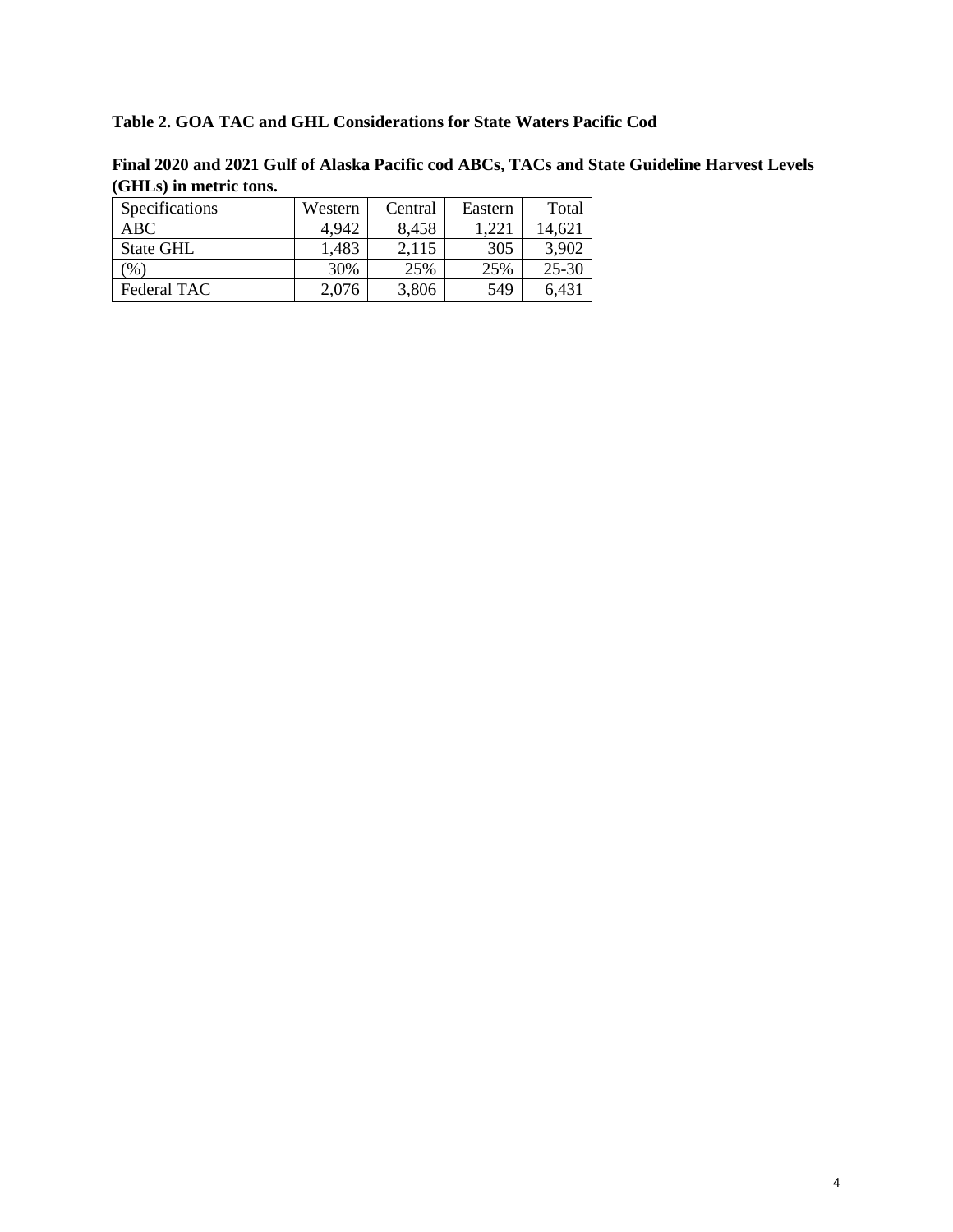**Table 2. GOA TAC and GHL Considerations for State Waters Pacific Cod**

**Final 2020 and 2021 Gulf of Alaska Pacific cod ABCs, TACs and State Guideline Harvest Levels (GHLs) in metric tons.**

| Specifications | Western | Central | Eastern | Total |
|---|---|---|---|---|
| ABC | 4,942 | 8,458 | 1,221 | 14,621 |
| State GHL | 1,483 | 2,115 | 305 | 3,902 |
| (%) | 30% | 25% | 25% | 25-30 |
| Federal TAC | 2,076 | 3,806 | 549 | 6,431 |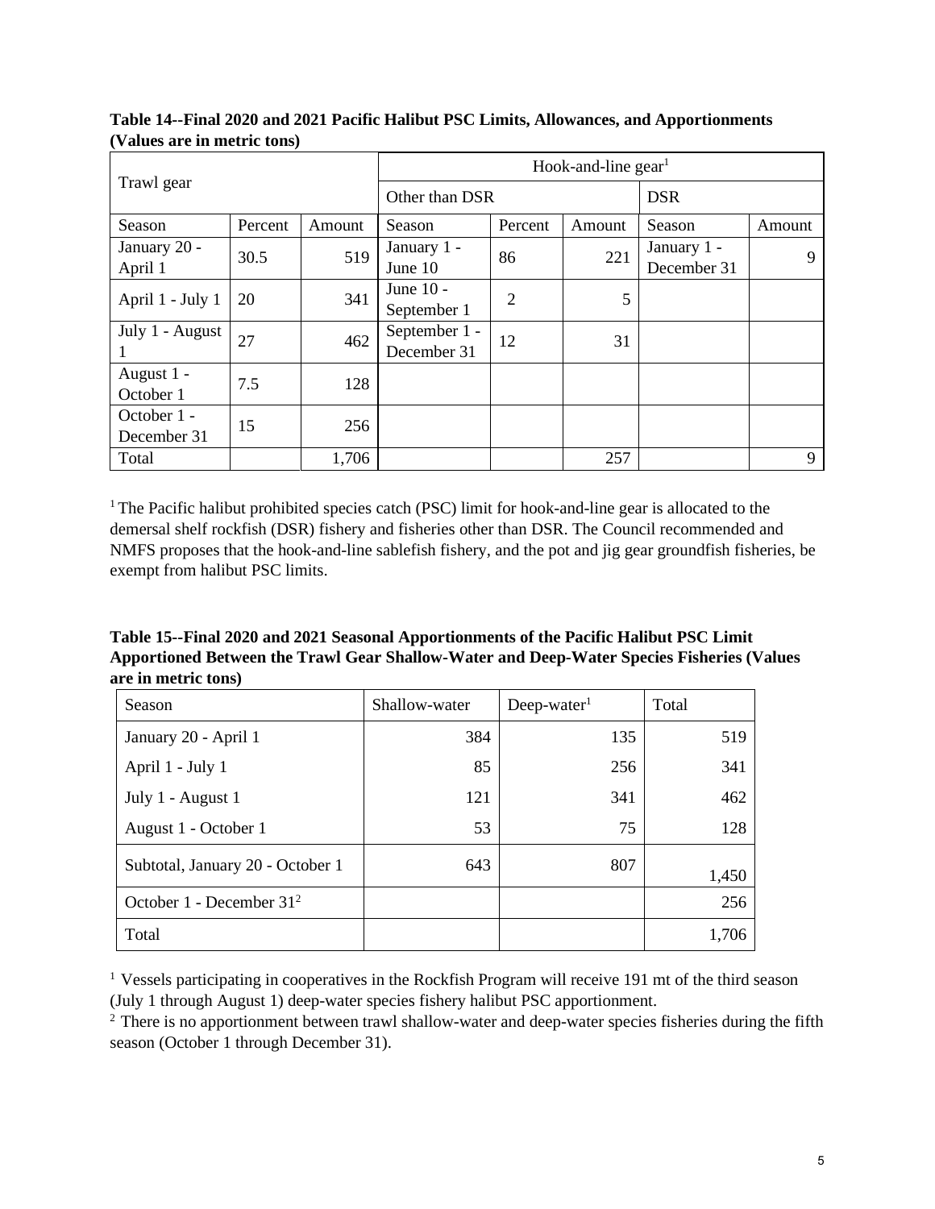**Table 14--Final 2020 and 2021 Pacific Halibut PSC Limits, Allowances, and Apportionments (Values are in metric tons)**

| Trawl gear | | | Hook-and-line gear[1] | | | | |
|---|---|---|---|---|---|---|---|
| | | | Other than DSR | | | DSR | |
| Season | Percent | Amount | Season | Percent | Amount | Season | Amount |
| January 20 - April 1 | 30.5 | 519 | January 1 - June 10 | 86 | 221 | January 1 - December 31 | 9 |
| April 1 - July 1 | 20 | 341 | June 10 - September 1 | 2 | 5 | | |
| July 1 - August 1 | 27 | 462 | September 1 - December 31 | 12 | 31 | | |
| August 1 - October 1 | 7.5 | 128 | | | | | |
| October 1 - December 31 | 15 | 256 | | | | | |
| Total | | 1,706 | | | 257 | | 9 |

[1] The Pacific halibut prohibited species catch (PSC) limit for hook-and-line gear is allocated to the demersal shelf rockfish (DSR) fishery and fisheries other than DSR. The Council recommended and NMFS proposes that the hook-and-line sablefish fishery, and the pot and jig gear groundfish fisheries, be exempt from halibut PSC limits.

**Table 15--Final 2020 and 2021 Seasonal Apportionments of the Pacific Halibut PSC Limit Apportioned Between the Trawl Gear Shallow-Water and Deep-Water Species Fisheries (Values are in metric tons)**

| Season | Shallow-water | Deep-water[1] | Total |
|---|---|---|---|
| January 20 - April 1 | 384 | 135 | 519 |
| April 1 - July 1 | 85 | 256 | 341 |
| July 1 - August 1 | 121 | 341 | 462 |
| August 1 - October 1 | 53 | 75 | 128 |
| Subtotal, January 20 - October 1 | 643 | 807 | 1,450 |
| October 1 - December 31[2] | | | 256 |
| Total | | | 1,706 |

[1] Vessels participating in cooperatives in the Rockfish Program will receive 191 mt of the third season (July 1 through August 1) deep-water species fishery halibut PSC apportionment.

[2] There is no apportionment between trawl shallow-water and deep-water species fisheries during the fifth season (October 1 through December 31).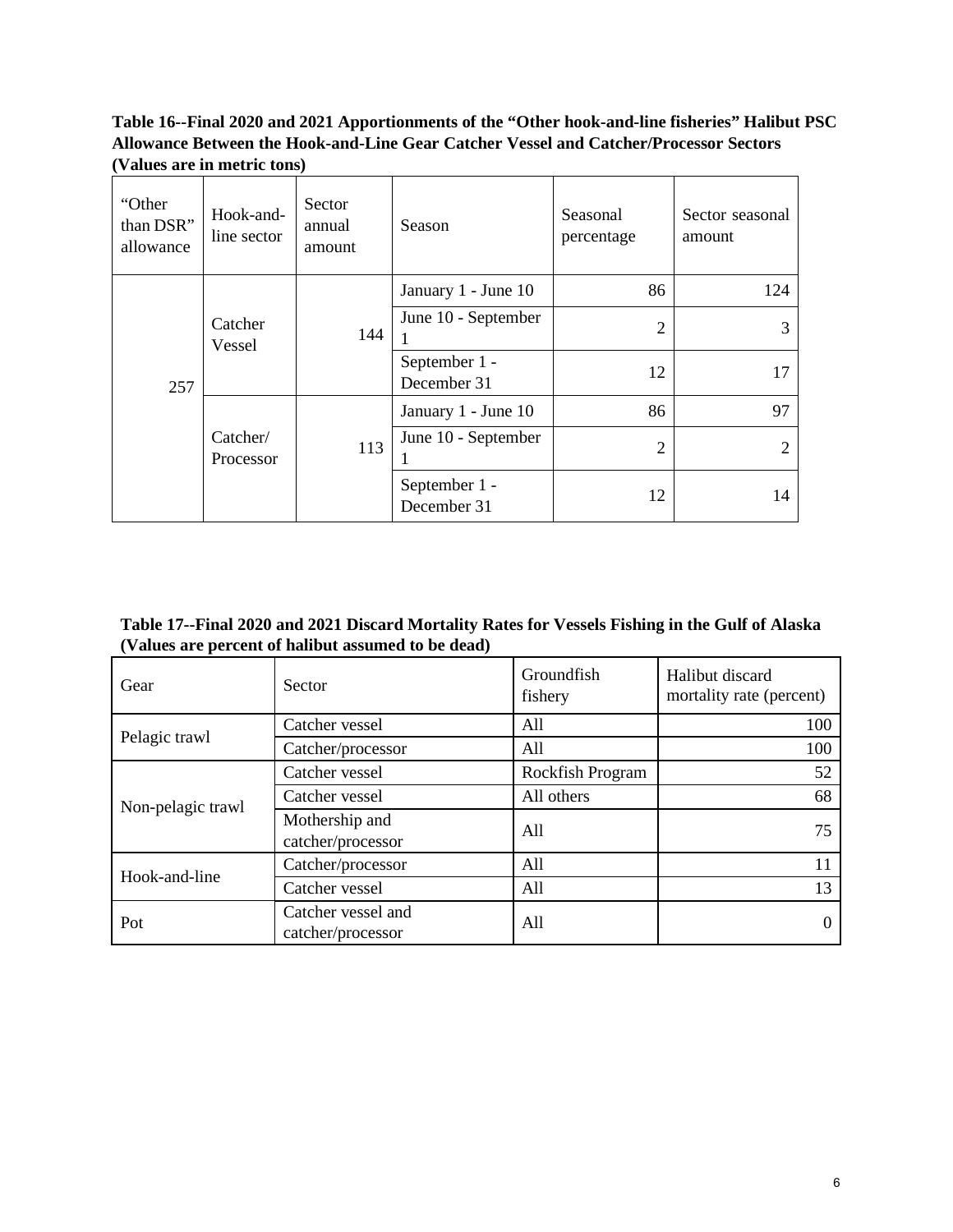**Table 16--Final 2020 and 2021 Apportionments of the "Other hook-and-line fisheries" Halibut PSC Allowance Between the Hook-and-Line Gear Catcher Vessel and Catcher/Processor Sectors (Values are in metric tons)**

| "Other than DSR" allowance | Hook-and-line sector | Sector annual amount | Season | Seasonal percentage | Sector seasonal amount |
|---|---|---|---|---|---|
| 257 | Catcher Vessel | 144 | January 1 - June 10 | 86 | 124 |
| | | | June 10 - September 1 | 2 | 3 |
| | | | September 1 - December 31 | 12 | 17 |
| | Catcher/ Processor | 113 | January 1 - June 10 | 86 | 97 |
| | | | June 10 - September 1 | 2 | 2 |
| | | | September 1 - December 31 | 12 | 14 |

**Table 17--Final 2020 and 2021 Discard Mortality Rates for Vessels Fishing in the Gulf of Alaska (Values are percent of halibut assumed to be dead)**

| Gear | Sector | Groundfish fishery | Halibut discard mortality rate (percent) |
|---|---|---|---|
| Pelagic trawl | Catcher vessel | All | 100 |
| | Catcher/processor | All | 100 |
| Non-pelagic trawl | Catcher vessel | Rockfish Program | 52 |
| | Catcher vessel | All others | 68 |
| | Mothership and catcher/processor | All | 75 |
| Hook-and-line | Catcher/processor | All | 11 |
| | Catcher vessel | All | 13 |
| Pot | Catcher vessel and catcher/processor | All | 0 |